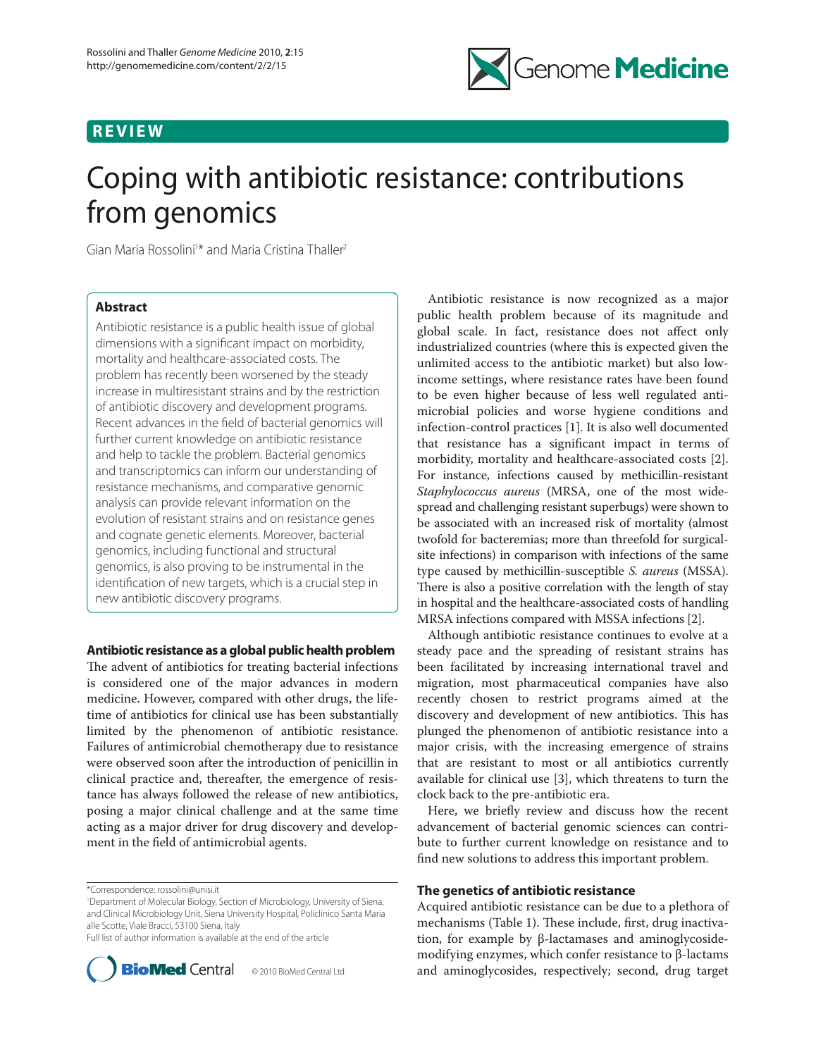# REVIEW

# Coping with antibiotic resistance: contributions from genomics

Gian Maria Rossolini[1]* and Maria Cristina Thaller[2]

## Abstract

Antibiotic resistance is a public health issue of global dimensions with a significant impact on morbidity, mortality and healthcare-associated costs. The problem has recently been worsened by the steady increase in multiresistant strains and by the restriction of antibiotic discovery and development programs. Recent advances in the field of bacterial genomics will further current knowledge on antibiotic resistance and help to tackle the problem. Bacterial genomics and transcriptomics can inform our understanding of resistance mechanisms, and comparative genomic analysis can provide relevant information on the evolution of resistant strains and on resistance genes and cognate genetic elements. Moreover, bacterial genomics, including functional and structural genomics, is also proving to be instrumental in the identification of new targets, which is a crucial step in new antibiotic discovery programs.

## Antibiotic resistance as a global public health problem

The advent of antibiotics for treating bacterial infections is considered one of the major advances in modern medicine. However, compared with other drugs, the lifetime of antibiotics for clinical use has been substantially limited by the phenomenon of antibiotic resistance. Failures of antimicrobial chemotherapy due to resistance were observed soon after the introduction of penicillin in clinical practice and, thereafter, the emergence of resistance has always followed the release of new antibiotics, posing a major clinical challenge and at the same time acting as a major driver for drug discovery and development in the field of antimicrobial agents.

Antibiotic resistance is now recognized as a major public health problem because of its magnitude and global scale. In fact, resistance does not affect only industrialized countries (where this is expected given the unlimited access to the antibiotic market) but also low-income settings, where resistance rates have been found to be even higher because of less well regulated antimicrobial policies and worse hygiene conditions and infection-control practices [1]. It is also well documented that resistance has a significant impact in terms of morbidity, mortality and healthcare-associated costs [2]. For instance, infections caused by methicillin-resistant *Staphylococcus aureus* (MRSA, one of the most widespread and challenging resistant superbugs) were shown to be associated with an increased risk of mortality (almost twofold for bacteremias; more than threefold for surgical-site infections) in comparison with infections of the same type caused by methicillin-susceptible *S. aureus* (MSSA). There is also a positive correlation with the length of stay in hospital and the healthcare-associated costs of handling MRSA infections compared with MSSA infections [2].

Although antibiotic resistance continues to evolve at a steady pace and the spreading of resistant strains has been facilitated by increasing international travel and migration, most pharmaceutical companies have also recently chosen to restrict programs aimed at the discovery and development of new antibiotics. This has plunged the phenomenon of antibiotic resistance into a major crisis, with the increasing emergence of strains that are resistant to most or all antibiotics currently available for clinical use [3], which threatens to turn the clock back to the pre-antibiotic era.

Here, we briefly review and discuss how the recent advancement of bacterial genomic sciences can contribute to further current knowledge on resistance and to find new solutions to address this important problem.

## The genetics of antibiotic resistance

Acquired antibiotic resistance can be due to a plethora of mechanisms (Table 1). These include, first, drug inactivation, for example by β-lactamases and aminoglycoside-modifying enzymes, which confer resistance to β-lactams and aminoglycosides, respectively; second, drug target

*Correspondence: rossolini@unisi.it

[1]Department of Molecular Biology, Section of Microbiology, University of Siena, and Clinical Microbiology Unit, Siena University Hospital, Policlinico Santa Maria alle Scotte, Viale Bracci, 53100 Siena, Italy

Full list of author information is available at the end of the article

© 2010 BioMed Central Ltd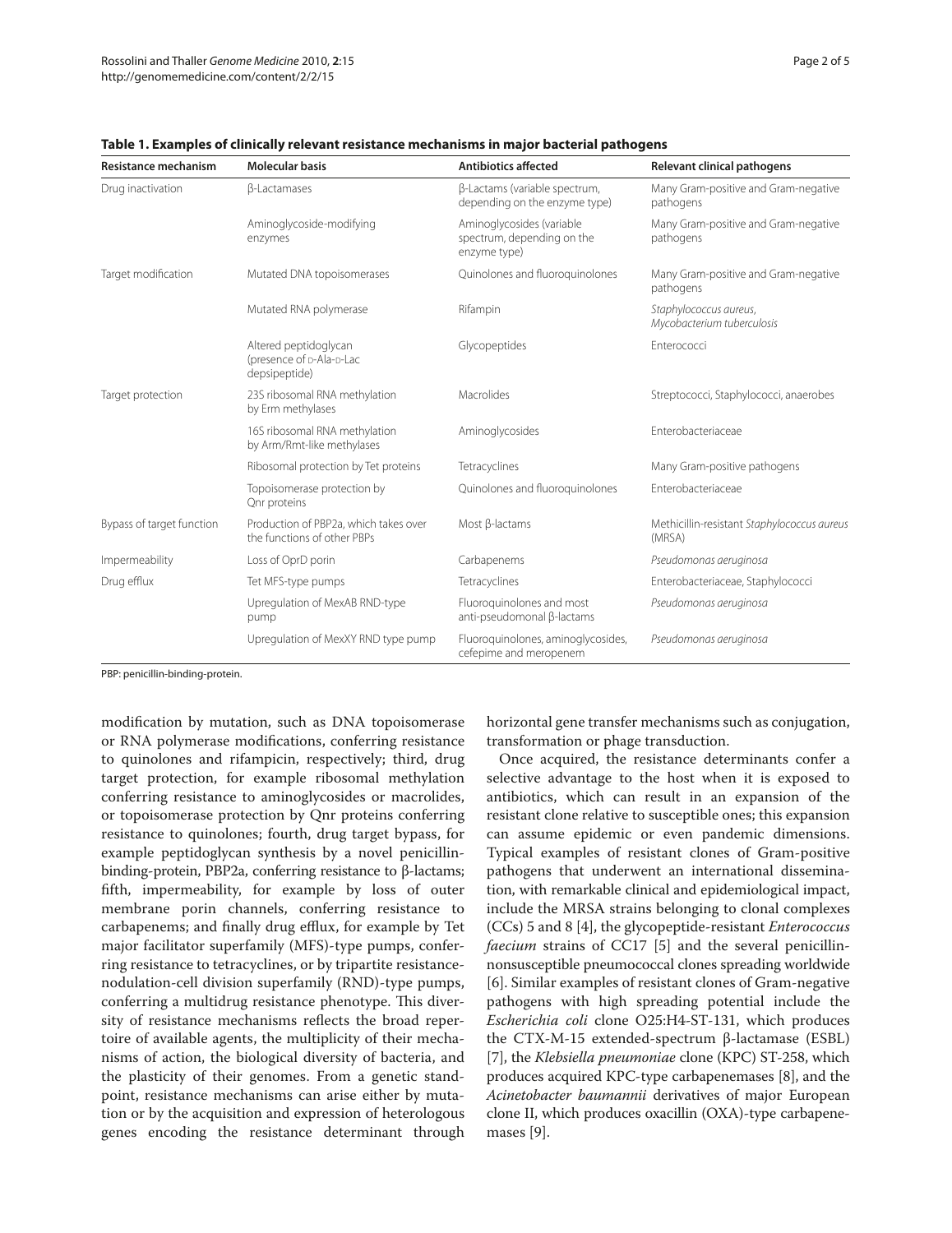**Table 1. Examples of clinically relevant resistance mechanisms in major bacterial pathogens**

| Resistance mechanism | Molecular basis | Antibiotics affected | Relevant clinical pathogens |
|---|---|---|---|
| Drug inactivation | β-Lactamases | β-Lactams (variable spectrum, depending on the enzyme type) | Many Gram-positive and Gram-negative pathogens |
| | Aminoglycoside-modifying enzymes | Aminoglycosides (variable spectrum, depending on the enzyme type) | Many Gram-positive and Gram-negative pathogens |
| Target modification | Mutated DNA topoisomerases | Quinolones and fluoroquinolones | Many Gram-positive and Gram-negative pathogens |
| | Mutated RNA polymerase | Rifampin | *Staphylococcus aureus*, *Mycobacterium tuberculosis* |
| | Altered peptidoglycan (presence of D-Ala-D-Lac depsipeptide) | Glycopeptides | Enterococci |
| Target protection | 23S ribosomal RNA methylation by Erm methylases | Macrolides | Streptococci, Staphylococci, anaerobes |
| | 16S ribosomal RNA methylation by Arm/Rmt-like methylases | Aminoglycosides | Enterobacteriaceae |
| | Ribosomal protection by Tet proteins | Tetracyclines | Many Gram-positive pathogens |
| | Topoisomerase protection by Qnr proteins | Quinolones and fluoroquinolones | Enterobacteriaceae |
| Bypass of target function | Production of PBP2a, which takes over the functions of other PBPs | Most β-lactams | Methicillin-resistant *Staphylococcus aureus* (MRSA) |
| Impermeability | Loss of OprD porin | Carbapenems | *Pseudomonas aeruginosa* |
| Drug efflux | Tet MFS-type pumps | Tetracyclines | Enterobacteriaceae, Staphylococci |
| | Upregulation of MexAB RND-type pump | Fluoroquinolones and most anti-pseudomonal β-lactams | *Pseudomonas aeruginosa* |
| | Upregulation of MexXY RND type pump | Fluoroquinolones, aminoglycosides, cefepime and meropenem | *Pseudomonas aeruginosa* |

PBP: penicillin-binding-protein.

modification by mutation, such as DNA topoisomerase or RNA polymerase modifications, conferring resistance to quinolones and rifampicin, respectively; third, drug target protection, for example ribosomal methylation conferring resistance to aminoglycosides or macrolides, or topoisomerase protection by Qnr proteins conferring resistance to quinolones; fourth, drug target bypass, for example peptidoglycan synthesis by a novel penicillin-binding-protein, PBP2a, conferring resistance to β-lactams; fifth, impermeability, for example by loss of outer membrane porin channels, conferring resistance to carbapenems; and finally drug efflux, for example by Tet major facilitator superfamily (MFS)-type pumps, conferring resistance to tetracyclines, or by tripartite resistance-nodulation-cell division superfamily (RND)-type pumps, conferring a multidrug resistance phenotype. This diversity of resistance mechanisms reflects the broad repertoire of available agents, the multiplicity of their mechanisms of action, the biological diversity of bacteria, and the plasticity of their genomes. From a genetic standpoint, resistance mechanisms can arise either by mutation or by the acquisition and expression of heterologous genes encoding the resistance determinant through horizontal gene transfer mechanisms such as conjugation, transformation or phage transduction.

Once acquired, the resistance determinants confer a selective advantage to the host when it is exposed to antibiotics, which can result in an expansion of the resistant clone relative to susceptible ones; this expansion can assume epidemic or even pandemic dimensions. Typical examples of resistant clones of Gram-positive pathogens that underwent an international dissemination, with remarkable clinical and epidemiological impact, include the MRSA strains belonging to clonal complexes (CCs) 5 and 8 [4], the glycopeptide-resistant *Enterococcus faecium* strains of CC17 [5] and the several penicillin-nonsusceptible pneumococcal clones spreading worldwide [6]. Similar examples of resistant clones of Gram-negative pathogens with high spreading potential include the *Escherichia coli* clone O25:H4-ST-131, which produces the CTX-M-15 extended-spectrum β-lactamase (ESBL) [7], the *Klebsiella pneumoniae* clone (KPC) ST-258, which produces acquired KPC-type carbapenemases [8], and the *Acinetobacter baumannii* derivatives of major European clone II, which produces oxacillin (OXA)-type carbapenemases [9].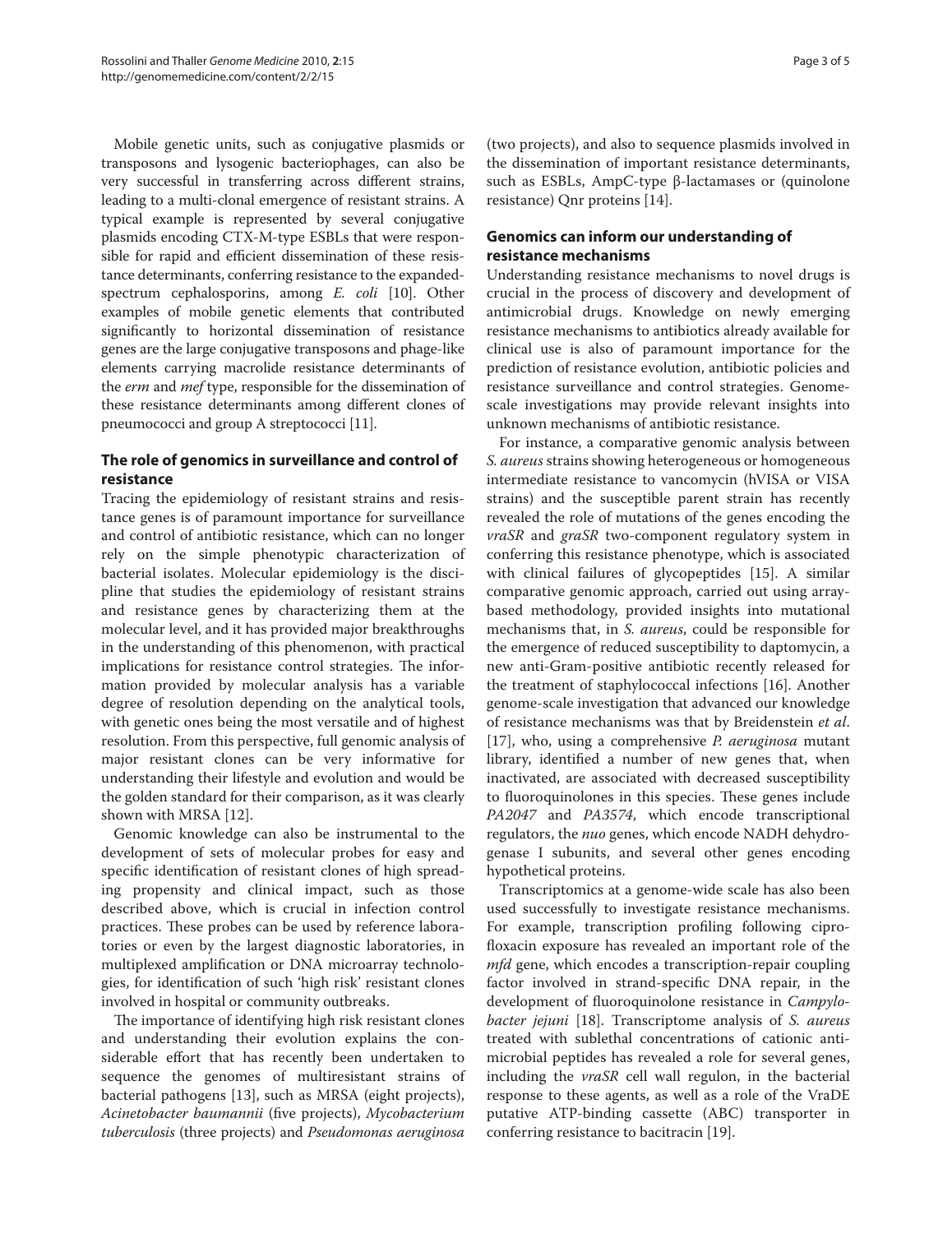Mobile genetic units, such as conjugative plasmids or transposons and lysogenic bacteriophages, can also be very successful in transferring across different strains, leading to a multi-clonal emergence of resistant strains. A typical example is represented by several conjugative plasmids encoding CTX-M-type ESBLs that were responsible for rapid and efficient dissemination of these resistance determinants, conferring resistance to the expanded-spectrum cephalosporins, among *E. coli* [10]. Other examples of mobile genetic elements that contributed significantly to horizontal dissemination of resistance genes are the large conjugative transposons and phage-like elements carrying macrolide resistance determinants of the *erm* and *mef* type, responsible for the dissemination of these resistance determinants among different clones of pneumococci and group A streptococci [11].

## The role of genomics in surveillance and control of resistance

Tracing the epidemiology of resistant strains and resistance genes is of paramount importance for surveillance and control of antibiotic resistance, which can no longer rely on the simple phenotypic characterization of bacterial isolates. Molecular epidemiology is the discipline that studies the epidemiology of resistant strains and resistance genes by characterizing them at the molecular level, and it has provided major breakthroughs in the understanding of this phenomenon, with practical implications for resistance control strategies. The information provided by molecular analysis has a variable degree of resolution depending on the analytical tools, with genetic ones being the most versatile and of highest resolution. From this perspective, full genomic analysis of major resistant clones can be very informative for understanding their lifestyle and evolution and would be the golden standard for their comparison, as it was clearly shown with MRSA [12].

Genomic knowledge can also be instrumental to the development of sets of molecular probes for easy and specific identification of resistant clones of high spreading propensity and clinical impact, such as those described above, which is crucial in infection control practices. These probes can be used by reference laboratories or even by the largest diagnostic laboratories, in multiplexed amplification or DNA microarray technologies, for identification of such 'high risk' resistant clones involved in hospital or community outbreaks.

The importance of identifying high risk resistant clones and understanding their evolution explains the considerable effort that has recently been undertaken to sequence the genomes of multiresistant strains of bacterial pathogens [13], such as MRSA (eight projects), *Acinetobacter baumannii* (five projects), *Mycobacterium tuberculosis* (three projects) and *Pseudomonas aeruginosa* (two projects), and also to sequence plasmids involved in the dissemination of important resistance determinants, such as ESBLs, AmpC-type β-lactamases or (quinolone resistance) Qnr proteins [14].

## Genomics can inform our understanding of resistance mechanisms

Understanding resistance mechanisms to novel drugs is crucial in the process of discovery and development of antimicrobial drugs. Knowledge on newly emerging resistance mechanisms to antibiotics already available for clinical use is also of paramount importance for the prediction of resistance evolution, antibiotic policies and resistance surveillance and control strategies. Genome-scale investigations may provide relevant insights into unknown mechanisms of antibiotic resistance.

For instance, a comparative genomic analysis between *S. aureus* strains showing heterogeneous or homogeneous intermediate resistance to vancomycin (hVISA or VISA strains) and the susceptible parent strain has recently revealed the role of mutations of the genes encoding the *vraSR* and *graSR* two-component regulatory system in conferring this resistance phenotype, which is associated with clinical failures of glycopeptides [15]. A similar comparative genomic approach, carried out using array-based methodology, provided insights into mutational mechanisms that, in *S. aureus*, could be responsible for the emergence of reduced susceptibility to daptomycin, a new anti-Gram-positive antibiotic recently released for the treatment of staphylococcal infections [16]. Another genome-scale investigation that advanced our knowledge of resistance mechanisms was that by Breidenstein *et al.* [17], who, using a comprehensive *P. aeruginosa* mutant library, identified a number of new genes that, when inactivated, are associated with decreased susceptibility to fluoroquinolones in this species. These genes include *PA2047* and *PA3574*, which encode transcriptional regulators, the *nuo* genes, which encode NADH dehydrogenase I subunits, and several other genes encoding hypothetical proteins.

Transcriptomics at a genome-wide scale has also been used successfully to investigate resistance mechanisms. For example, transcription profiling following ciprofloxacin exposure has revealed an important role of the *mfd* gene, which encodes a transcription-repair coupling factor involved in strand-specific DNA repair, in the development of fluoroquinolone resistance in *Campylobacter jejuni* [18]. Transcriptome analysis of *S. aureus* treated with sublethal concentrations of cationic antimicrobial peptides has revealed a role for several genes, including the *vraSR* cell wall regulon, in the bacterial response to these agents, as well as a role of the VraDE putative ATP-binding cassette (ABC) transporter in conferring resistance to bacitracin [19].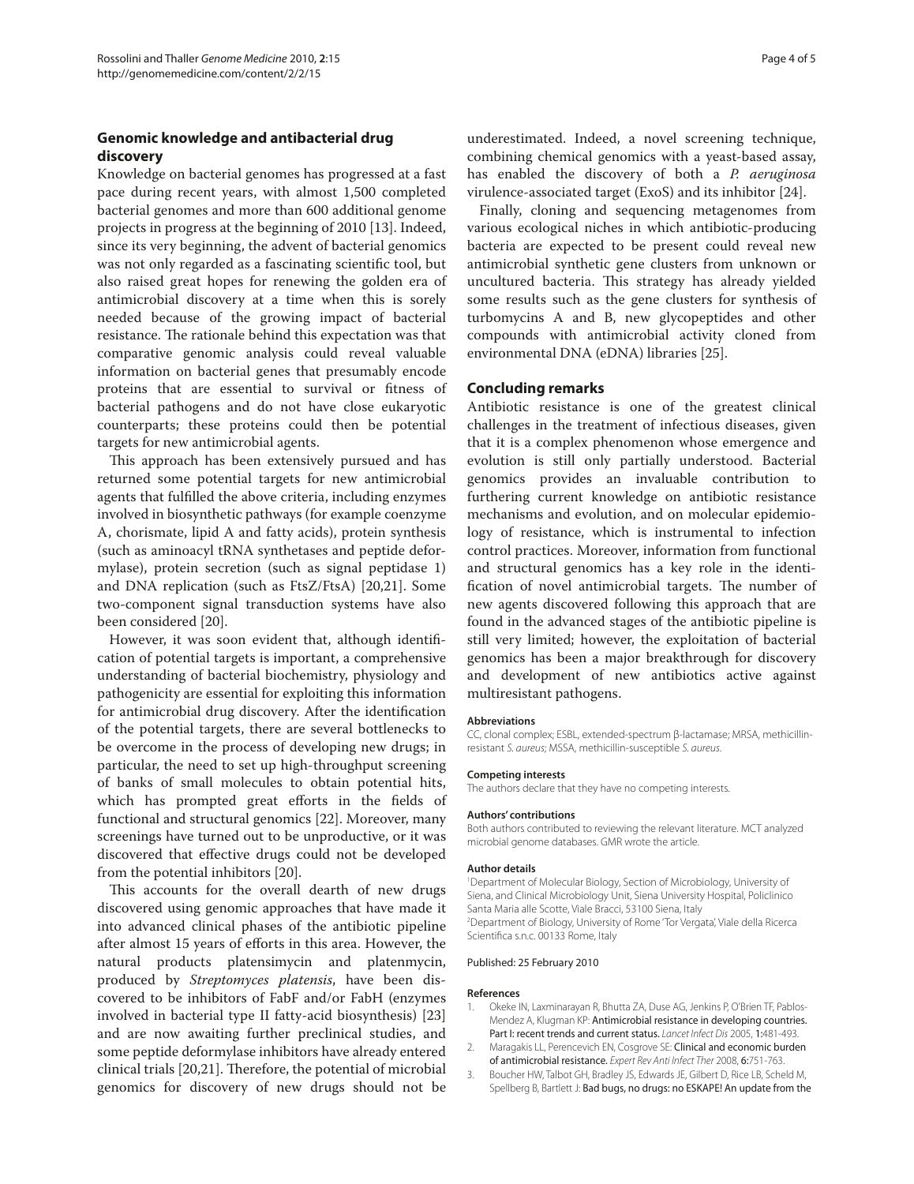## Genomic knowledge and antibacterial drug discovery

Knowledge on bacterial genomes has progressed at a fast pace during recent years, with almost 1,500 completed bacterial genomes and more than 600 additional genome projects in progress at the beginning of 2010 [13]. Indeed, since its very beginning, the advent of bacterial genomics was not only regarded as a fascinating scientific tool, but also raised great hopes for renewing the golden era of antimicrobial discovery at a time when this is sorely needed because of the growing impact of bacterial resistance. The rationale behind this expectation was that comparative genomic analysis could reveal valuable information on bacterial genes that presumably encode proteins that are essential to survival or fitness of bacterial pathogens and do not have close eukaryotic counterparts; these proteins could then be potential targets for new antimicrobial agents.

This approach has been extensively pursued and has returned some potential targets for new antimicrobial agents that fulfilled the above criteria, including enzymes involved in biosynthetic pathways (for example coenzyme A, chorismate, lipid A and fatty acids), protein synthesis (such as aminoacyl tRNA synthetases and peptide deformylase), protein secretion (such as signal peptidase 1) and DNA replication (such as FtsZ/FtsA) [20,21]. Some two-component signal transduction systems have also been considered [20].

However, it was soon evident that, although identification of potential targets is important, a comprehensive understanding of bacterial biochemistry, physiology and pathogenicity are essential for exploiting this information for antimicrobial drug discovery. After the identification of the potential targets, there are several bottlenecks to be overcome in the process of developing new drugs; in particular, the need to set up high-throughput screening of banks of small molecules to obtain potential hits, which has prompted great efforts in the fields of functional and structural genomics [22]. Moreover, many screenings have turned out to be unproductive, or it was discovered that effective drugs could not be developed from the potential inhibitors [20].

This accounts for the overall dearth of new drugs discovered using genomic approaches that have made it into advanced clinical phases of the antibiotic pipeline after almost 15 years of efforts in this area. However, the natural products platensimycin and platenmycin, produced by *Streptomyces platensis*, have been discovered to be inhibitors of FabF and/or FabH (enzymes involved in bacterial type II fatty-acid biosynthesis) [23] and are now awaiting further preclinical studies, and some peptide deformylase inhibitors have already entered clinical trials [20,21]. Therefore, the potential of microbial genomics for discovery of new drugs should not be underestimated. Indeed, a novel screening technique, combining chemical genomics with a yeast-based assay, has enabled the discovery of both a *P. aeruginosa* virulence-associated target (ExoS) and its inhibitor [24].

Finally, cloning and sequencing metagenomes from various ecological niches in which antibiotic-producing bacteria are expected to be present could reveal new antimicrobial synthetic gene clusters from unknown or uncultured bacteria. This strategy has already yielded some results such as the gene clusters for synthesis of turbomycins A and B, new glycopeptides and other compounds with antimicrobial activity cloned from environmental DNA (eDNA) libraries [25].

## Concluding remarks

Antibiotic resistance is one of the greatest clinical challenges in the treatment of infectious diseases, given that it is a complex phenomenon whose emergence and evolution is still only partially understood. Bacterial genomics provides an invaluable contribution to furthering current knowledge on antibiotic resistance mechanisms and evolution, and on molecular epidemiology of resistance, which is instrumental to infection control practices. Moreover, information from functional and structural genomics has a key role in the identification of novel antimicrobial targets. The number of new agents discovered following this approach that are found in the advanced stages of the antibiotic pipeline is still very limited; however, the exploitation of bacterial genomics has been a major breakthrough for discovery and development of new antibiotics active against multiresistant pathogens.

#### Abbreviations

CC, clonal complex; ESBL, extended-spectrum β-lactamase; MRSA, methicillin-resistant *S. aureus*; MSSA, methicillin-susceptible *S. aureus*.

#### Competing interests

The authors declare that they have no competing interests.

#### Authors' contributions

Both authors contributed to reviewing the relevant literature. MCT analyzed microbial genome databases. GMR wrote the article.

#### Author details

[1]Department of Molecular Biology, Section of Microbiology, University of Siena, and Clinical Microbiology Unit, Siena University Hospital, Policlinico Santa Maria alle Scotte, Viale Bracci, 53100 Siena, Italy
[2]Department of Biology, University of Rome 'Tor Vergata', Viale della Ricerca Scientifica s.n.c. 00133 Rome, Italy

Published: 25 February 2010

#### References

1. Okeke IN, Laxminarayan R, Bhutta ZA, Duse AG, Jenkins P, O'Brien TF, Pablos-Mendez A, Klugman KP: **Antimicrobial resistance in developing countries. Part I: recent trends and current status.** *Lancet Infect Dis* 2005, **1:**481-493.
2. Maragakis LL, Perencevich EN, Cosgrove SE: **Clinical and economic burden of antimicrobial resistance.** *Expert Rev Anti Infect Ther* 2008, **6:**751-763.
3. Boucher HW, Talbot GH, Bradley JS, Edwards JE, Gilbert D, Rice LB, Scheld M, Spellberg B, Bartlett J: **Bad bugs, no drugs: no ESKAPE! An update from the**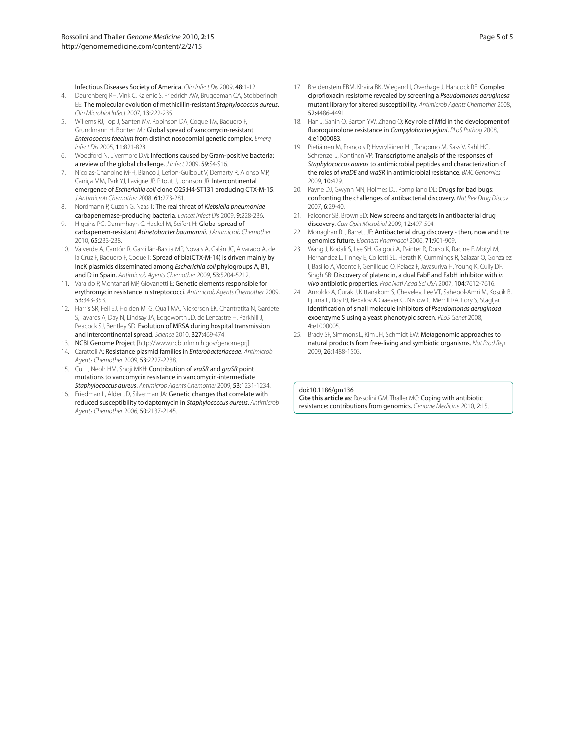Infectious Diseases Society of America. *Clin Infect Dis* 2009, **48:**1-12.

4. Deurenberg RH, Vink C, Kalenic S, Friedrich AW, Bruggeman CA, Stobberingh EE: The molecular evolution of methicillin-resistant *Staphylococcus aureus*. *Clin Microbiol Infect* 2007, **13:**222-235.
5. Willems RJ, Top J, Santen Mv, Robinson DA, Coque TM, Baquero F, Grundmann H, Bonten MJ: Global spread of vancomycin-resistant *Enterococcus faecium* from distinct nosocomial genetic complex. *Emerg Infect Dis* 2005, **11:**821-828.
6. Woodford N, Livermore DM: Infections caused by Gram-positive bacteria: a review of the global challenge. *J Infect* 2009, **59:**S4-S16.
7. Nicolas-Chanoine M-H, Blanco J, Leflon-Guibout V, Demarty R, Alonso MP, Caniça MM, Park YJ, Lavigne JP, Pitout J, Johnson JR: Intercontinental emergence of *Escherichia coli* clone O25:H4-ST131 producing CTX-M-15. *J Antimicrob Chemother* 2008, **61:**273-281.
8. Nordmann P, Cuzon G, Naas T: The real threat of *Klebsiella pneumoniae* carbapenemase-producing bacteria. *Lancet Infect Dis* 2009, **9:**228-236.
9. Higgins PG, Dammhayn C, Hackel M, Seifert H: Global spread of carbapenem-resistant *Acinetobacter baumannii*. *J Antimicrob Chemother* 2010, **65:**233-238.
10. Valverde A, Cantón R, Garcillán-Barcia MP, Novais A, Galán JC, Alvarado A, de la Cruz F, Baquero F, Coque T: Spread of bla(CTX-M-14) is driven mainly by IncK plasmids disseminated among *Escherichia coli* phylogroups A, B1, and D in Spain. *Antimicrob Agents Chemother* 2009, **53:**5204-5212.
11. Varaldo P, Montanari MP, Giovanetti E: Genetic elements responsible for erythromycin resistance in streptococci. *Antimicrob Agents Chemother* 2009, **53:**343-353.
12. Harris SR, Feil EJ, Holden MTG, Quail MA, Nickerson EK, Chantratita N, Gardete S, Tavares A, Day N, Lindsay JA, Edgeworth JD, de Lencastre H, Parkhill J, Peacock SJ, Bentley SD: Evolution of MRSA during hospital transmission and intercontinental spread. *Science* 2010, **327:**469-474.
13. NCBI Genome Project [http://www.ncbi.nlm.nih.gov/genomeprj]
14. Carattoli A: Resistance plasmid families in *Enterobacteriaceae*. *Antimicrob Agents Chemother* 2009, **53:**2227-2238.
15. Cui L, Neoh HM, Shoji MKH: Contribution of *vraSR* and *graSR* point mutations to vancomycin resistance in vancomycin-intermediate *Staphylococcus aureus*. *Antimicrob Agents Chemother* 2009, **53:**1231-1234.
16. Friedman L, Alder JD, Silverman JA: Genetic changes that correlate with reduced susceptibility to daptomycin in *Staphylococcus aureus*. *Antimicrob Agents Chemother* 2006, **50:**2137-2145.
17. Breidenstein EBM, Khaira BK, Wiegand I, Overhage J, Hancock RE: Complex ciprofloxacin resistome revealed by screening a *Pseudomonas aeruginosa* mutant library for altered susceptibility. *Antimicrob Agents Chemother* 2008, **52:**4486-4491.
18. Han J, Sahin O, Barton YW, Zhang Q: Key role of Mfd in the development of fluoroquinolone resistance in *Campylobacter jejuni*. *PLoS Pathog* 2008, **4:**e1000083.
19. Pietiäinen M, François P, Hyyryläinen HL, Tangomo M, Sass V, Sahl HG, Schrenzel J, Kontinen VP: Transcriptome analysis of the responses of *Staphylococcus aureus* to antimicrobial peptides and characterization of the roles of *vraDE* and *vraSR* in antimicrobial resistance. *BMC Genomics* 2009, **10:**429.
20. Payne DJ, Gwynn MN, Holmes DJ, Pompliano DL: Drugs for bad bugs: confronting the challenges of antibacterial discovery. *Nat Rev Drug Discov* 2007, **6:**29-40.
21. Falconer SB, Brown ED: New screens and targets in antibacterial drug discovery. *Curr Opin Microbiol* 2009, **12:**497-504.
22. Monaghan RL, Barrett JF: Antibacterial drug discovery - then, now and the genomics future. *Biochem Pharmacol* 2006, **71:**901-909.
23. Wang J, Kodali S, Lee SH, Galgoci A, Painter R, Dorso K, Racine F, Motyl M, Hernandez L, Tinney E, Colletti SL, Herath K, Cummings R, Salazar O, Gonzalez I, Basilio A, Vicente F, Genilloud O, Pelaez F, Jayasuriya H, Young K, Cully DF, Singh SB: Discovery of platencin, a dual FabF and FabH inhibitor with *in vivo* antibiotic properties. *Proc Natl Acad Sci USA* 2007, **104:**7612-7616.
24. Arnoldo A, Curak J, Kittanakom S, Chevelev, Lee VT, Sahebol-Amri M, Koscik B, Ljuma L, Roy PJ, Bedalov A Giaever G, Nislow C, Merrill RA, Lory S, Stagljar I: Identification of small molecule inhibitors of *Pseudomonas aeruginosa* exoenzyme S using a yeast phenotypic screen. *PLoS Genet* 2008, **4:**e1000005.
25. Brady SF, Simmons L, Kim JH, Schmidt EW: Metagenomic approaches to natural products from free-living and symbiotic organisms. *Nat Prod Rep* 2009, **26:**1488-1503.

doi:10.1186/gm136
**Cite this article as**: Rossolini GM, Thaller MC: Coping with antibiotic resistance: contributions from genomics. *Genome Medicine* 2010, **2:**15.